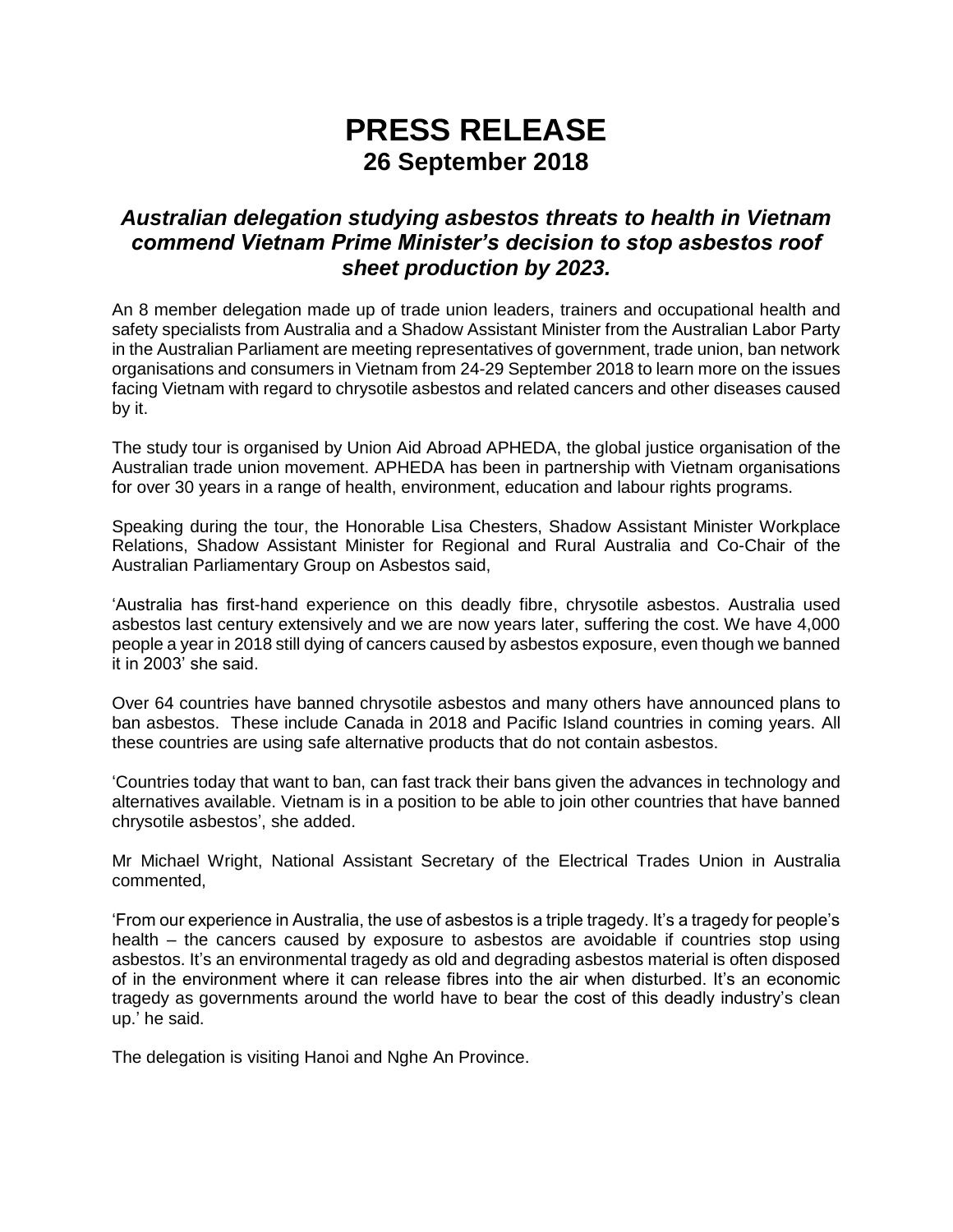# PRESS RELEASE
## 26 September 2018

### *Australian delegation studying asbestos threats to health in Vietnam commend Vietnam Prime Minister's decision to stop asbestos roof sheet production by 2023.*

An 8 member delegation made up of trade union leaders, trainers and occupational health and safety specialists from Australia and a Shadow Assistant Minister from the Australian Labor Party in the Australian Parliament are meeting representatives of government, trade union, ban network organisations and consumers in Vietnam from 24-29 September 2018 to learn more on the issues facing Vietnam with regard to chrysotile asbestos and related cancers and other diseases caused by it.

The study tour is organised by Union Aid Abroad APHEDA, the global justice organisation of the Australian trade union movement. APHEDA has been in partnership with Vietnam organisations for over 30 years in a range of health, environment, education and labour rights programs.

Speaking during the tour, the Honorable Lisa Chesters, Shadow Assistant Minister Workplace Relations, Shadow Assistant Minister for Regional and Rural Australia and Co-Chair of the Australian Parliamentary Group on Asbestos said,

'Australia has first-hand experience on this deadly fibre, chrysotile asbestos. Australia used asbestos last century extensively and we are now years later, suffering the cost. We have 4,000 people a year in 2018 still dying of cancers caused by asbestos exposure, even though we banned it in 2003' she said.

Over 64 countries have banned chrysotile asbestos and many others have announced plans to ban asbestos. These include Canada in 2018 and Pacific Island countries in coming years. All these countries are using safe alternative products that do not contain asbestos.

'Countries today that want to ban, can fast track their bans given the advances in technology and alternatives available. Vietnam is in a position to be able to join other countries that have banned chrysotile asbestos', she added.

Mr Michael Wright, National Assistant Secretary of the Electrical Trades Union in Australia commented,

'From our experience in Australia, the use of asbestos is a triple tragedy. It's a tragedy for people's health – the cancers caused by exposure to asbestos are avoidable if countries stop using asbestos. It's an environmental tragedy as old and degrading asbestos material is often disposed of in the environment where it can release fibres into the air when disturbed. It's an economic tragedy as governments around the world have to bear the cost of this deadly industry's clean up.' he said.

The delegation is visiting Hanoi and Nghe An Province.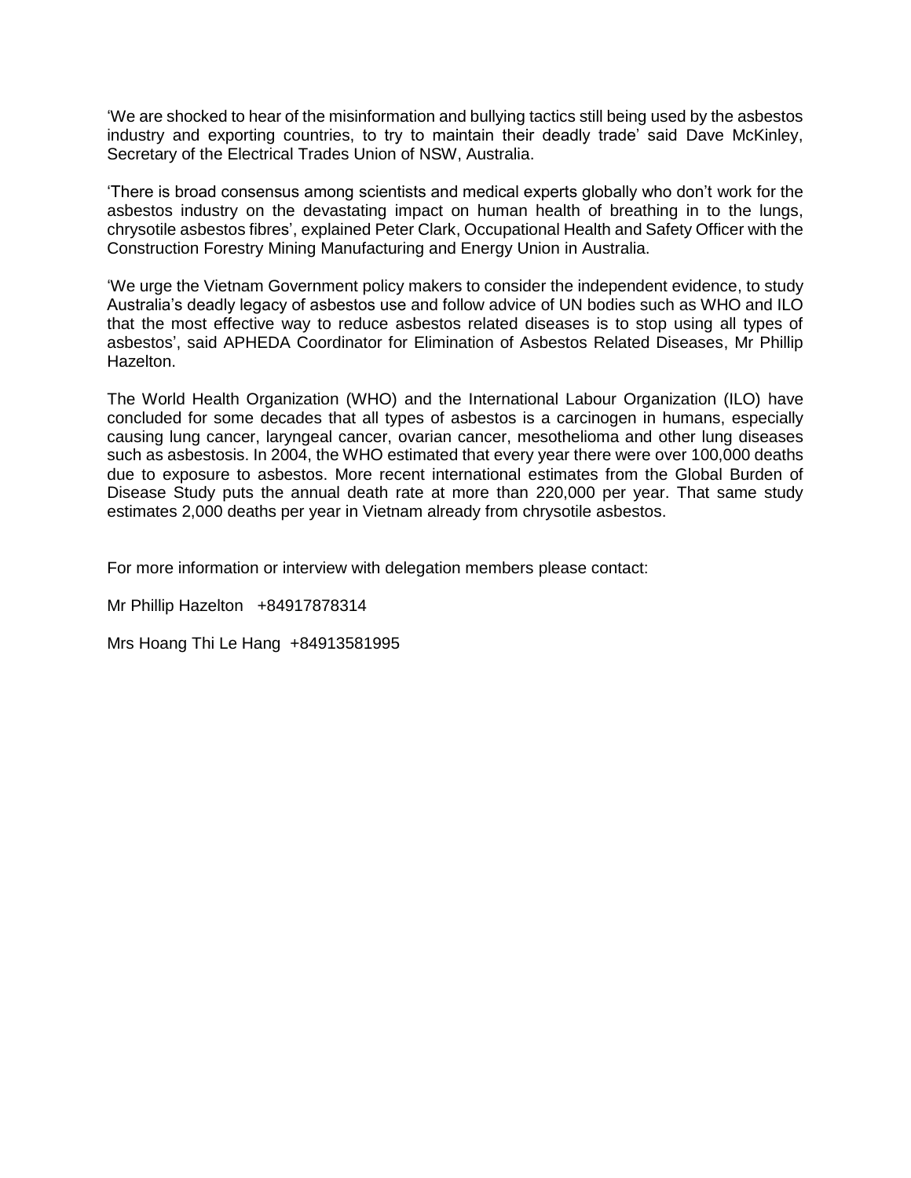'We are shocked to hear of the misinformation and bullying tactics still being used by the asbestos industry and exporting countries, to try to maintain their deadly trade' said Dave McKinley, Secretary of the Electrical Trades Union of NSW, Australia.

'There is broad consensus among scientists and medical experts globally who don't work for the asbestos industry on the devastating impact on human health of breathing in to the lungs, chrysotile asbestos fibres', explained Peter Clark, Occupational Health and Safety Officer with the Construction Forestry Mining Manufacturing and Energy Union in Australia.

'We urge the Vietnam Government policy makers to consider the independent evidence, to study Australia's deadly legacy of asbestos use and follow advice of UN bodies such as WHO and ILO that the most effective way to reduce asbestos related diseases is to stop using all types of asbestos', said APHEDA Coordinator for Elimination of Asbestos Related Diseases, Mr Phillip Hazelton.

The World Health Organization (WHO) and the International Labour Organization (ILO) have concluded for some decades that all types of asbestos is a carcinogen in humans, especially causing lung cancer, laryngeal cancer, ovarian cancer, mesothelioma and other lung diseases such as asbestosis. In 2004, the WHO estimated that every year there were over 100,000 deaths due to exposure to asbestos. More recent international estimates from the Global Burden of Disease Study puts the annual death rate at more than 220,000 per year. That same study estimates 2,000 deaths per year in Vietnam already from chrysotile asbestos.

For more information or interview with delegation members please contact:

Mr Phillip Hazelton +84917878314

Mrs Hoang Thi Le Hang +84913581995